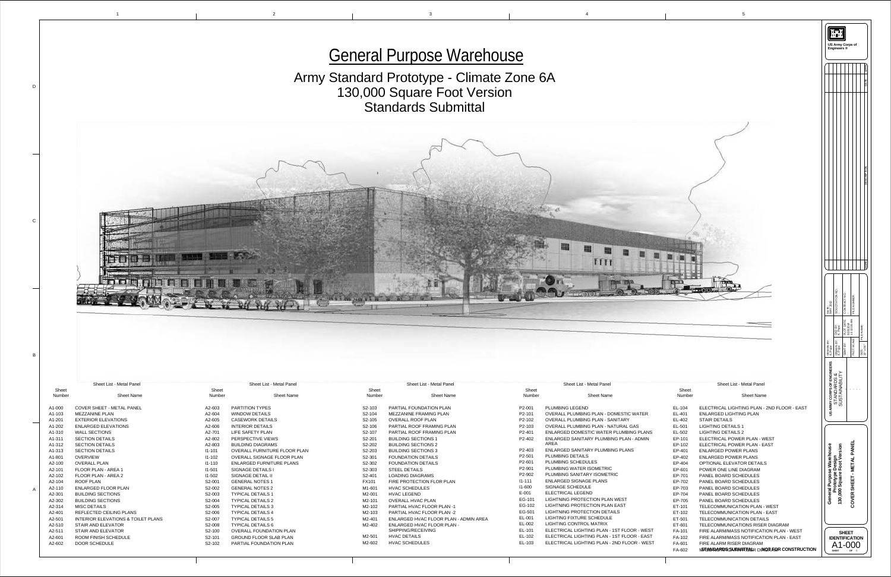# General Purpose Warehouse

## Army Standard Prototype - Climate Zone 6A
## 130,000 Square Foot Version
## Standards Submittal

**Sheet List - Metal Panel**

| Sheet Number | Sheet Name |
|---|---|
| A1-000 | COVER SHEET - METAL PANEL |
| A1-103 | MEZZANINE PLAN |
| A1-201 | EXTERIOR ELEVATIONS |
| A1-202 | ENLARGED ELEVATIONS |
| A1-310 | WALL SECTIONS |
| A1-311 | SECTION DETAILS |
| A1-312 | SECTION DETAILS |
| A1-313 | SECTION DETAILS |
| A1-801 | OVERVIEW |
| A2-100 | OVERALL PLAN |
| A2-101 | FLOOR PLAN - AREA 1 |
| A2-102 | FLOOR PLAN - AREA 2 |
| A2-104 | ROOF PLAN |
| A2-110 | ENLARGED FLOOR PLAN |
| A2-301 | BUILDING SECTIONS |
| A2-302 | BUILDING SECTIONS |
| A2-314 | MISC DETAILS |
| A2-401 | REFLECTED CEILING PLANS |
| A2-501 | INTERIOR ELEVATIONS & TOILET PLANS |
| A2-510 | STAIR AND ELEVATOR |
| A2-511 | STAIR AND ELEVATOR |
| A2-601 | ROOM FINISH SCHEDULE |
| A2-602 | DOOR SCHEDULE |

**Sheet List - Metal Panel**

| Sheet Number | Sheet Name |
|---|---|
| A2-603 | PARTITION TYPES |
| A2-604 | WINDOW DETAILS |
| A2-605 | CASEWORK DETAILS |
| A2-606 | INTERIOR DETAILS |
| A2-701 | LIFE SAFETY PLAN |
| A2-802 | PERSPECTIVE VIEWS |
| A2-803 | BUILDING DIAGRAMS |
| I1-101 | OVERALL FURNITURE FLOOR PLAN |
| I1-102 | OVERALL SIGNAGE FLOOR PLAN |
| I1-110 | ENLARGED FURNITURE PLANS |
| I1-501 | SIGNAGE DETAILS I |
| I1-502 | SIGNAGE DETAIL II |
| S2-001 | GENERAL NOTES 1 |
| S2-002 | GENERAL NOTES 2 |
| S2-003 | TYPICAL DETAILS 1 |
| S2-004 | TYPICAL DETAILS 2 |
| S2-005 | TYPICAL DETAILS 3 |
| S2-006 | TYPICAL DETAILS 4 |
| S2-007 | TYPICAL DETAILS 5 |
| S2-008 | TYPICAL DETAILS 6 |
| S2-100 | OVERALL FOUNDATION PLAN |
| S2-101 | GROUND FLOOR SLAB PLAN |
| S2-102 | PARTIAL FOUNDATION PLAN |

**Sheet List - Metal Panel**

| Sheet Number | Sheet Name |
|---|---|
| S2-103 | PARTIAL FOUNDATION PLAN |
| S2-104 | MEZZANINE FRAMING PLAN |
| S2-105 | OVERALL ROOF PLAN |
| S2-106 | PARTIAL ROOF FRAMING PLAN |
| S2-107 | PARTIAL ROOF FRAMING PLAN |
| S2-201 | BUILDING SECTIONS 1 |
| S2-202 | BUILDING SECTIONS 2 |
| S2-203 | BUILDING SECTIONS 3 |
| S2-301 | FOUNDATION DETAILS |
| S2-302 | FOUNDATION DETAILS |
| S2-303 | STEEL DETAILS |
| S2-401 | LOADING DIAGRAMS |
| FX101 | FIRE PROTECTION FLOR PLAN |
| M1-601 | HVAC SCHEDULES |
| M2-001 | HVAC LEGEND |
| M2-101 | OVERALL HVAC PLAN |
| M2-102 | PARTIAL HVAC FLOOR PLAN -1 |
| M2-103 | PARTIAL HVAC FLOOR PLAN -2 |
| M2-401 | ENLARGED HVAC FLOOR PLAN - ADMIN AREA |
| M2-402 | ENLARGED HVAC FLOOR PLAN - SHIPPING/RECEIVING |
| M2-501 | HVAC DETAILS |
| M2-602 | HVAC SCHEDULES |

**Sheet List - Metal Panel**

| Sheet Number | Sheet Name |
|---|---|
| P2-001 | PLUMBING LEGEND |
| P2-101 | OVERALL PLUMBING PLAN - DOMESTIC WATER |
| P2-102 | OVERALL PLUMBING PLAN - SANITARY |
| P2-103 | OVERALL PLUMBING PLAN - NATURAL GAS |
| P2-401 | ENLARGED DOMESTIC WATER PLUMBING PLANS |
| P2-402 | ENLARGED SANITARY PLUMBING PLAN - ADMIN AREA |
| P2-403 | ENLARGED SANITARY PLUMBING PLANS |
| P2-501 | PLUMBING DETAILS |
| P2-601 | PLUMBING SCHEDULES |
| P2-901 | PLUMBING WATER ISOMETRIC |
| P2-902 | PLUMBING SANITARY ISOMETRIC |
| I1-111 | ENLARGED SIGNAGE PLANS |
| I1-600 | SIGNAGE SCHEDULE |
| E-001 | ELECTRICAL LEGEND |
| EG-101 | LIGHTNING PROTECTION PLAN WEST |
| EG-102 | LIGHTNING PROTECTION PLAN EAST |
| EG-501 | LIGHTNING PROTECTION DETAILS |
| EL-001 | LIGHTING FIXTURE SCHEDULE |
| EL-002 | LIGHTING CONTROL MATRIX |
| EL-101 | ELECTRICAL LIGHTING PLAN - 1ST FLOOR - WEST |
| EL-102 | ELECTRICAL LIGHTING PLAN - 1ST FLOOR - EAST |
| EL-103 | ELECTRICAL LIGHTING PLAN - 2ND FLOOR - WEST |

**Sheet List - Metal Panel**

| Sheet Number | Sheet Name |
|---|---|
| EL-104 | ELECTRICAL LIGHTING PLAN - 2ND FLOOR - EAST |
| EL-401 | ENLARGED LIGHTING PLAN |
| EL-402 | STAIR DETAILS |
| EL-501 | LIGHTING DETAILS 1 |
| EL-502 | LIGHTING DETAILS 2 |
| EP-101 | ELECTRICAL POWER PLAN - WEST |
| EP-102 | ELECTRICAL POWER PLAN - EAST |
| EP-401 | ENLARGED POWER PLANS |
| EP-402 | ENLARGED POWER PLANS |
| EP-404 | OPTIONAL ELEVATOR DETAILS |
| EP-601 | POWER ONE LINE DIAGRAM |
| EP-701 | PANEL BOARD SCHEDULES |
| EP-702 | PANEL BOARD SCHEDULES |
| EP-703 | PANEL BOARD SCHEDULES |
| EP-704 | PANEL BOARD SCHEDULES |
| EP-705 | PANEL BOARD SCHEDULES |
| ET-101 | TELECOMMUNICATION PLAN - WEST |
| ET-102 | TELECOMMUNICATION PLAN - EAST |
| ET-501 | TELECOMMUNICATION DETAILS |
| ET-601 | TELECOMMUNICATIONS RISER DIAGRAM |
| FA-101 | FIRE ALARM/MASS NOTIFICATION PLAN - WEST |
| FA-102 | FIRE ALARM/MASS NOTIFICATION PLAN - EAST |
| FA-601 | FIRE ALARM RISER DIAGRAM |
| FA-602 | MASS NOTIFICATION RISER DIAGRAM |

STANDARDS SUBMITTAL - NOT FOR CONSTRUCTION

US Army Corps of Engineers ®

US ARMY CORPS OF ENGINEERS
STANDARDS & SUSTAINABILITY

**General Purpose Warehouse Prototype Design 130,000 Square Foot Version**

**COVER SHEET - METAL PANEL**

**SHEET IDENTIFICATION**

A1-000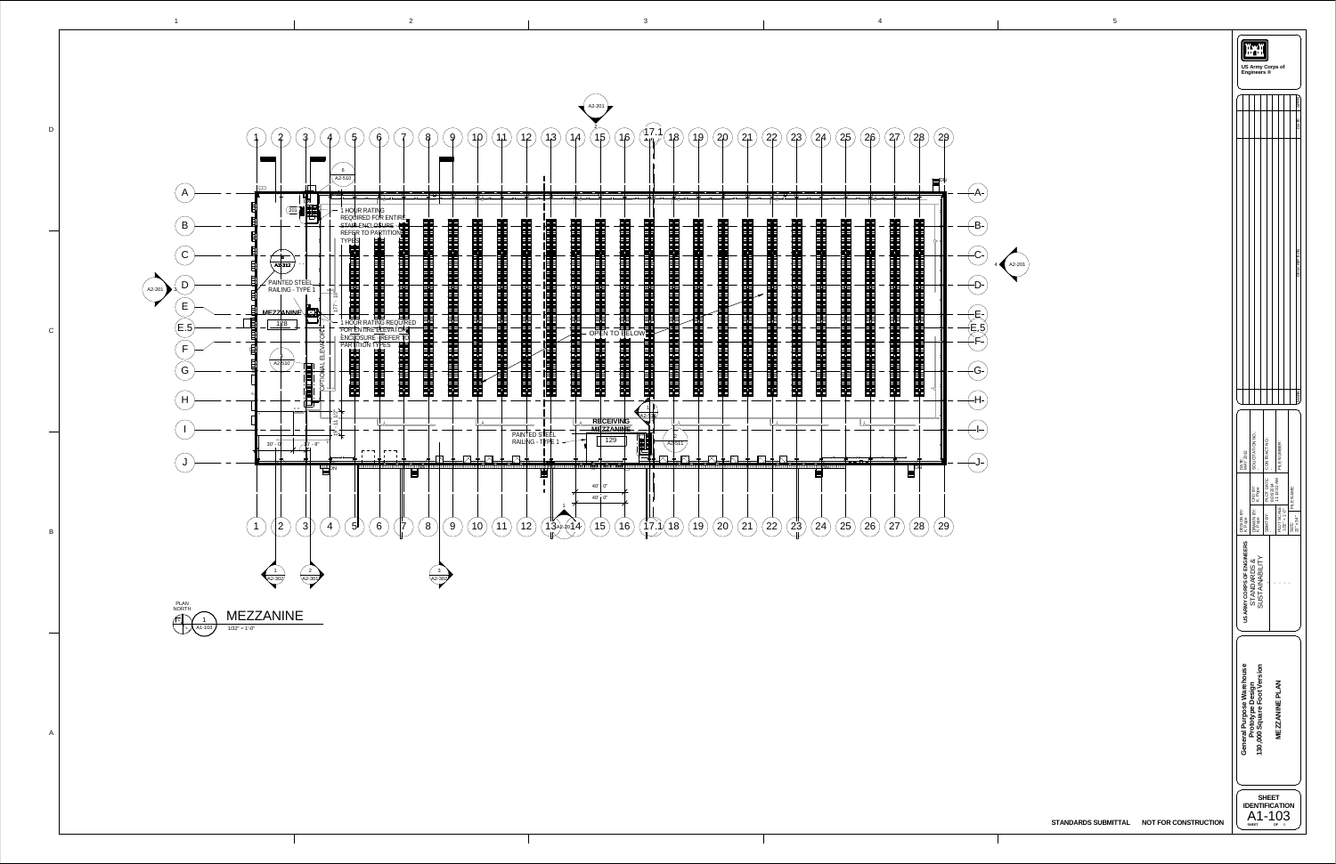# MEZZANINE

1 / A1-103 — 1/32" = 1'-0"

PLAN NORTH

- 1 HOUR RATING REQUIRED FOR ENTIRE STAIR ENCLOSURE - REFER TO PARTITION TYPES
- 1 HOUR RATING REQUIRED FOR ENTIRE ELEVATOR ENCLOSURE - REFER TO PARTITION TYPES
- PAINTED STEEL RAILING - TYPE 1
- MEZZANINE 128
- OPTIONAL ELEVATOR
- OPEN TO BELOW
- RECEIVING MEZZANINE 129
- PAINTED STEEL RAILING - TYPE 1

Dimensions: 30' - 0", 27' - 8", 40' - 0", 40' - 0"

Column lines: 1, 2, 3, 4, 5, 6, 7, 8, 9, 10, 11, 12, 13, 14, 15, 16, 17.1, 18, 19, 20, 21, 22, 23, 24, 25, 26, 27, 28, 29

Row lines: A, B, C, D, E, E.5, F, G, H, I, J

Section/detail references: A2-201, A2-301, A2-302, A2-312, A2-510, A2-511, A3-201

STANDARDS SUBMITTAL — NOT FOR CONSTRUCTION

US Army Corps of Engineers

US ARMY CORPS OF ENGINEERS
STANDARDS & SUSTAINABILITY

General Purpose Warehouse
Prototype Design
130,000 Square Foot Version

MEZZANINE PLAN

SHEET IDENTIFICATION
A1-103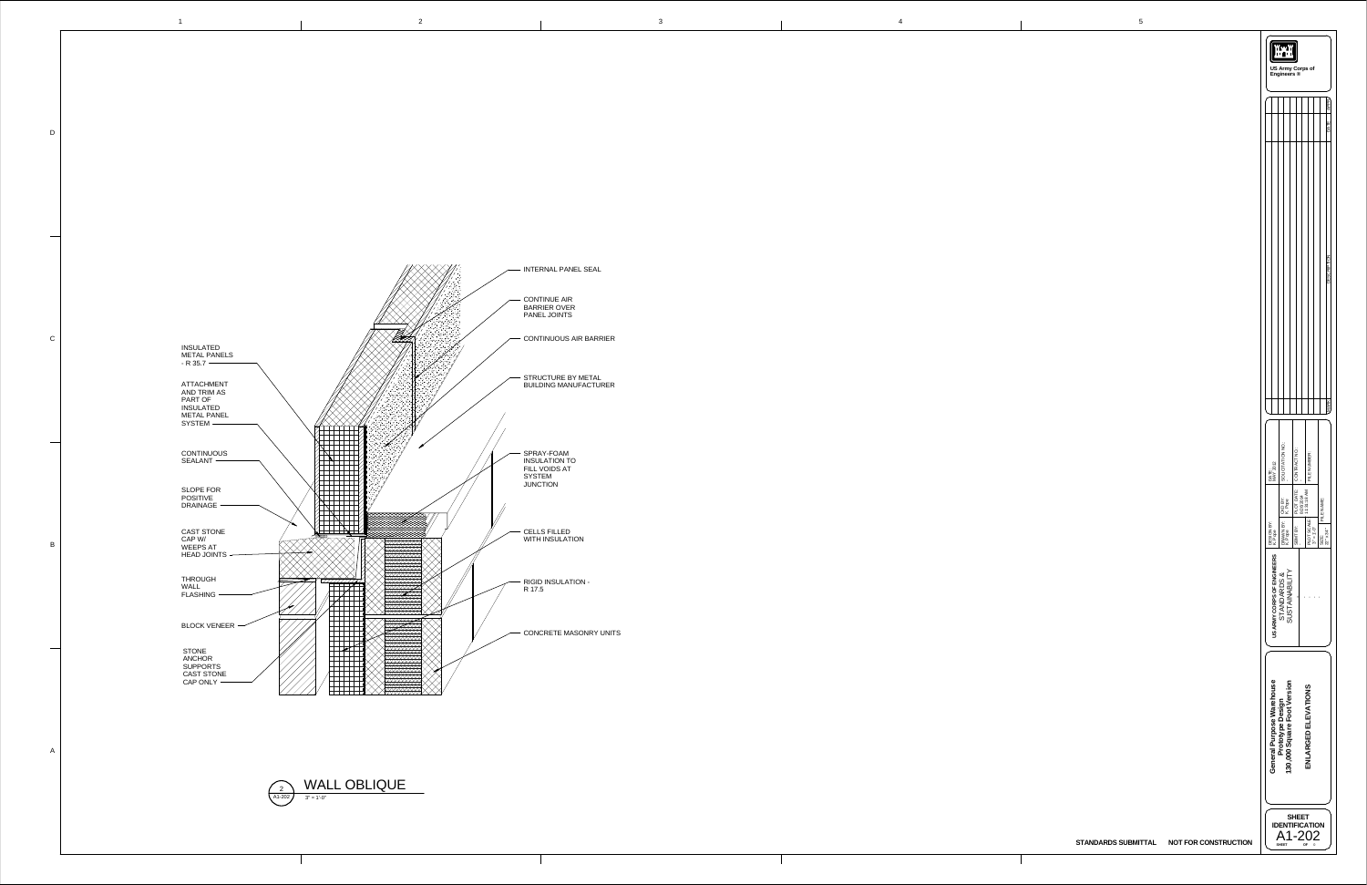INSULATED METAL PANELS - R 35.7

ATTACHMENT AND TRIM AS PART OF INSULATED METAL PANEL SYSTEM

CONTINUOUS SEALANT

SLOPE FOR POSITIVE DRAINAGE

CAST STONE CAP W/ WEEPS AT HEAD JOINTS

THROUGH WALL FLASHING

BLOCK VENEER

STONE ANCHOR SUPPORTS CAST STONE CAP ONLY

INTERNAL PANEL SEAL

CONTINUE AIR BARRIER OVER PANEL JOINTS

CONTINUOUS AIR BARRIER

STRUCTURE BY METAL BUILDING MANUFACTURER

SPRAY-FOAM INSULATION TO FILL VOIDS AT SYSTEM JUNCTION

CELLS FILLED WITH INSULATION

RIGID INSULATION - R 17.5

CONCRETE MASONRY UNITS

2 A1-202 WALL OBLIQUE

3" = 1'-0"

US Army Corps of Engineers ®

US ARMY CORPS OF ENGINEERS

STANDARDS & SUSTAINABILITY

General Purpose Warehouse Prototype Design 130,000 Square Foot Version

ENLARGED ELEVATIONS

SHEET IDENTIFICATION

A1-202

STANDARDS SUBMITTAL NOT FOR CONSTRUCTION